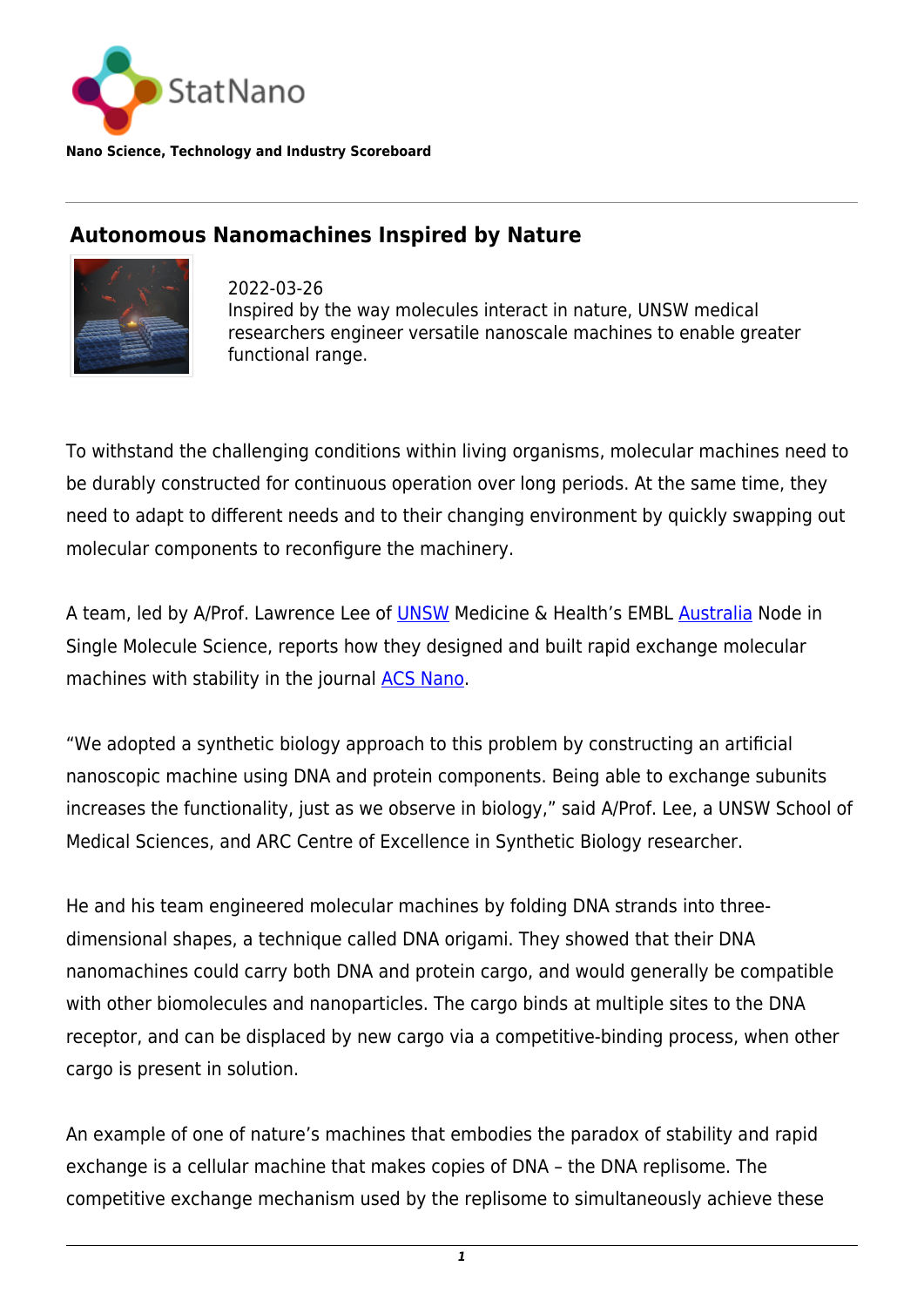StatNano

**Nano Science, Technology and Industry Scoreboard**

## Autonomous Nanomachines Inspired by Nature

2022-03-26
Inspired by the way molecules interact in nature, UNSW medical researchers engineer versatile nanoscale machines to enable greater functional range.

To withstand the challenging conditions within living organisms, molecular machines need to be durably constructed for continuous operation over long periods. At the same time, they need to adapt to different needs and to their changing environment by quickly swapping out molecular components to reconfigure the machinery.

A team, led by A/Prof. Lawrence Lee of UNSW Medicine & Health's EMBL Australia Node in Single Molecule Science, reports how they designed and built rapid exchange molecular machines with stability in the journal ACS Nano.

"We adopted a synthetic biology approach to this problem by constructing an artificial nanoscopic machine using DNA and protein components. Being able to exchange subunits increases the functionality, just as we observe in biology," said A/Prof. Lee, a UNSW School of Medical Sciences, and ARC Centre of Excellence in Synthetic Biology researcher.

He and his team engineered molecular machines by folding DNA strands into three-dimensional shapes, a technique called DNA origami. They showed that their DNA nanomachines could carry both DNA and protein cargo, and would generally be compatible with other biomolecules and nanoparticles. The cargo binds at multiple sites to the DNA receptor, and can be displaced by new cargo via a competitive-binding process, when other cargo is present in solution.

An example of one of nature's machines that embodies the paradox of stability and rapid exchange is a cellular machine that makes copies of DNA – the DNA replisome. The competitive exchange mechanism used by the replisome to simultaneously achieve these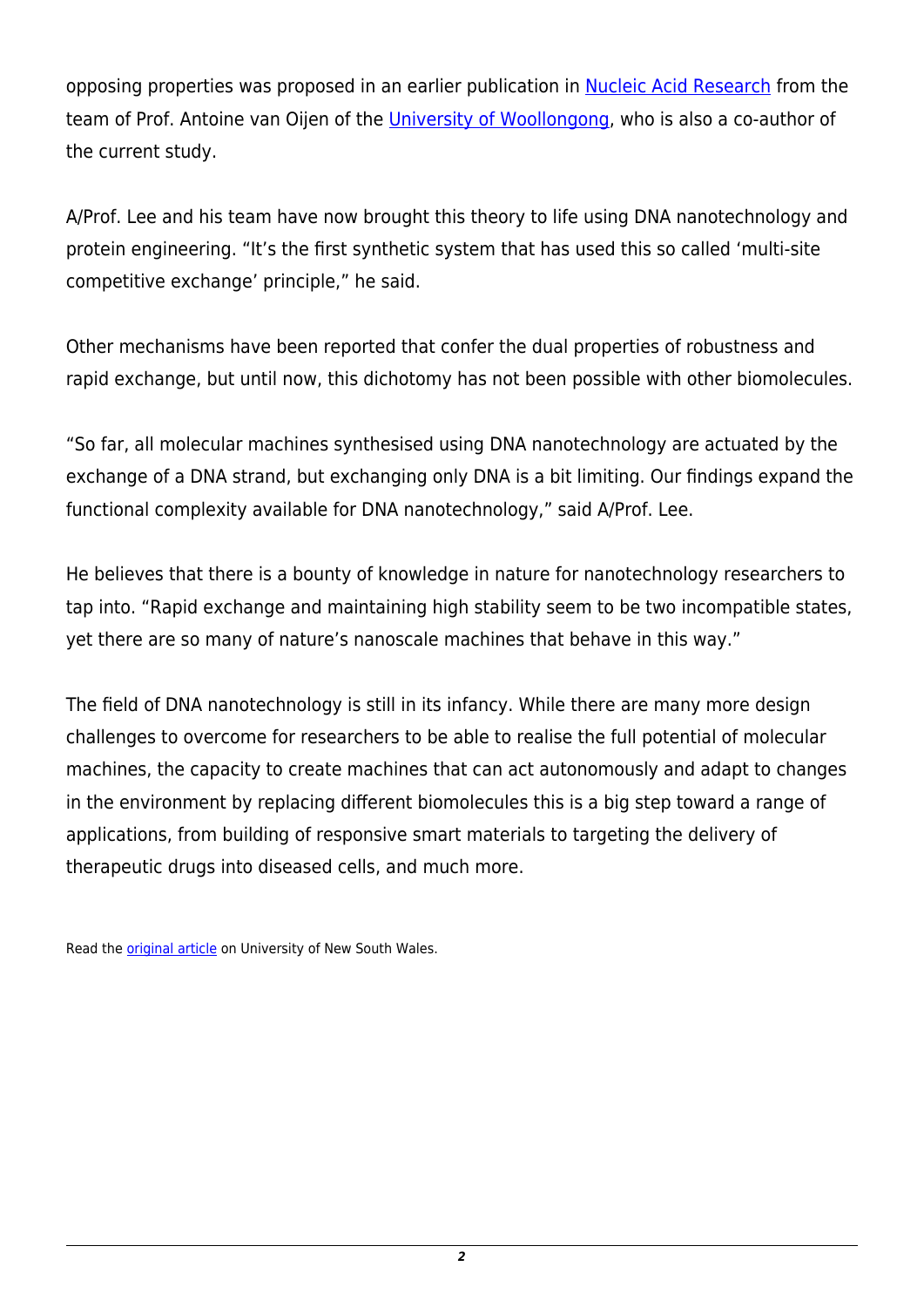opposing properties was proposed in an earlier publication in [Nucleic Acid Research]() from the team of Prof. Antoine van Oijen of the [University of Woollongong](), who is also a co-author of the current study.

A/Prof. Lee and his team have now brought this theory to life using DNA nanotechnology and protein engineering. "It's the first synthetic system that has used this so called 'multi-site competitive exchange' principle," he said.

Other mechanisms have been reported that confer the dual properties of robustness and rapid exchange, but until now, this dichotomy has not been possible with other biomolecules.

"So far, all molecular machines synthesised using DNA nanotechnology are actuated by the exchange of a DNA strand, but exchanging only DNA is a bit limiting. Our findings expand the functional complexity available for DNA nanotechnology," said A/Prof. Lee.

He believes that there is a bounty of knowledge in nature for nanotechnology researchers to tap into. "Rapid exchange and maintaining high stability seem to be two incompatible states, yet there are so many of nature's nanoscale machines that behave in this way."

The field of DNA nanotechnology is still in its infancy. While there are many more design challenges to overcome for researchers to be able to realise the full potential of molecular machines, the capacity to create machines that can act autonomously and adapt to changes in the environment by replacing different biomolecules this is a big step toward a range of applications, from building of responsive smart materials to targeting the delivery of therapeutic drugs into diseased cells, and much more.

Read the [original article]() on University of New South Wales.